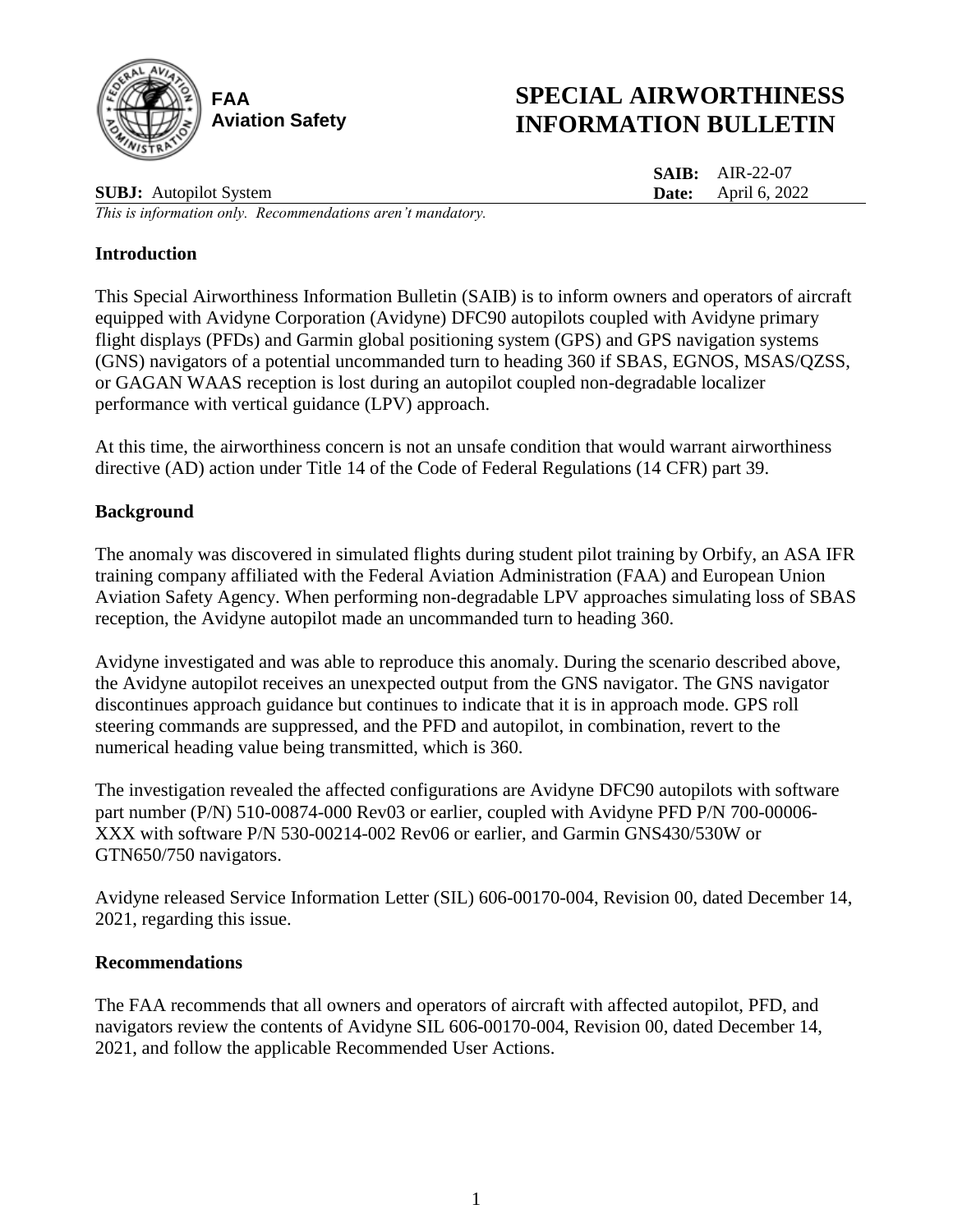**FAA**
**Aviation Safety**

# SPECIAL AIRWORTHINESS INFORMATION BULLETIN

**SAIB:** AIR-22-07
**SUBJ:** Autopilot System **Date:** April 6, 2022

*This is information only. Recommendations aren't mandatory.*

## Introduction

This Special Airworthiness Information Bulletin (SAIB) is to inform owners and operators of aircraft equipped with Avidyne Corporation (Avidyne) DFC90 autopilots coupled with Avidyne primary flight displays (PFDs) and Garmin global positioning system (GPS) and GPS navigation systems (GNS) navigators of a potential uncommanded turn to heading 360 if SBAS, EGNOS, MSAS/QZSS, or GAGAN WAAS reception is lost during an autopilot coupled non-degradable localizer performance with vertical guidance (LPV) approach.

At this time, the airworthiness concern is not an unsafe condition that would warrant airworthiness directive (AD) action under Title 14 of the Code of Federal Regulations (14 CFR) part 39.

## Background

The anomaly was discovered in simulated flights during student pilot training by Orbify, an ASA IFR training company affiliated with the Federal Aviation Administration (FAA) and European Union Aviation Safety Agency. When performing non-degradable LPV approaches simulating loss of SBAS reception, the Avidyne autopilot made an uncommanded turn to heading 360.

Avidyne investigated and was able to reproduce this anomaly. During the scenario described above, the Avidyne autopilot receives an unexpected output from the GNS navigator. The GNS navigator discontinues approach guidance but continues to indicate that it is in approach mode. GPS roll steering commands are suppressed, and the PFD and autopilot, in combination, revert to the numerical heading value being transmitted, which is 360.

The investigation revealed the affected configurations are Avidyne DFC90 autopilots with software part number (P/N) 510-00874-000 Rev03 or earlier, coupled with Avidyne PFD P/N 700-00006-XXX with software P/N 530-00214-002 Rev06 or earlier, and Garmin GNS430/530W or GTN650/750 navigators.

Avidyne released Service Information Letter (SIL) 606-00170-004, Revision 00, dated December 14, 2021, regarding this issue.

## Recommendations

The FAA recommends that all owners and operators of aircraft with affected autopilot, PFD, and navigators review the contents of Avidyne SIL 606-00170-004, Revision 00, dated December 14, 2021, and follow the applicable Recommended User Actions.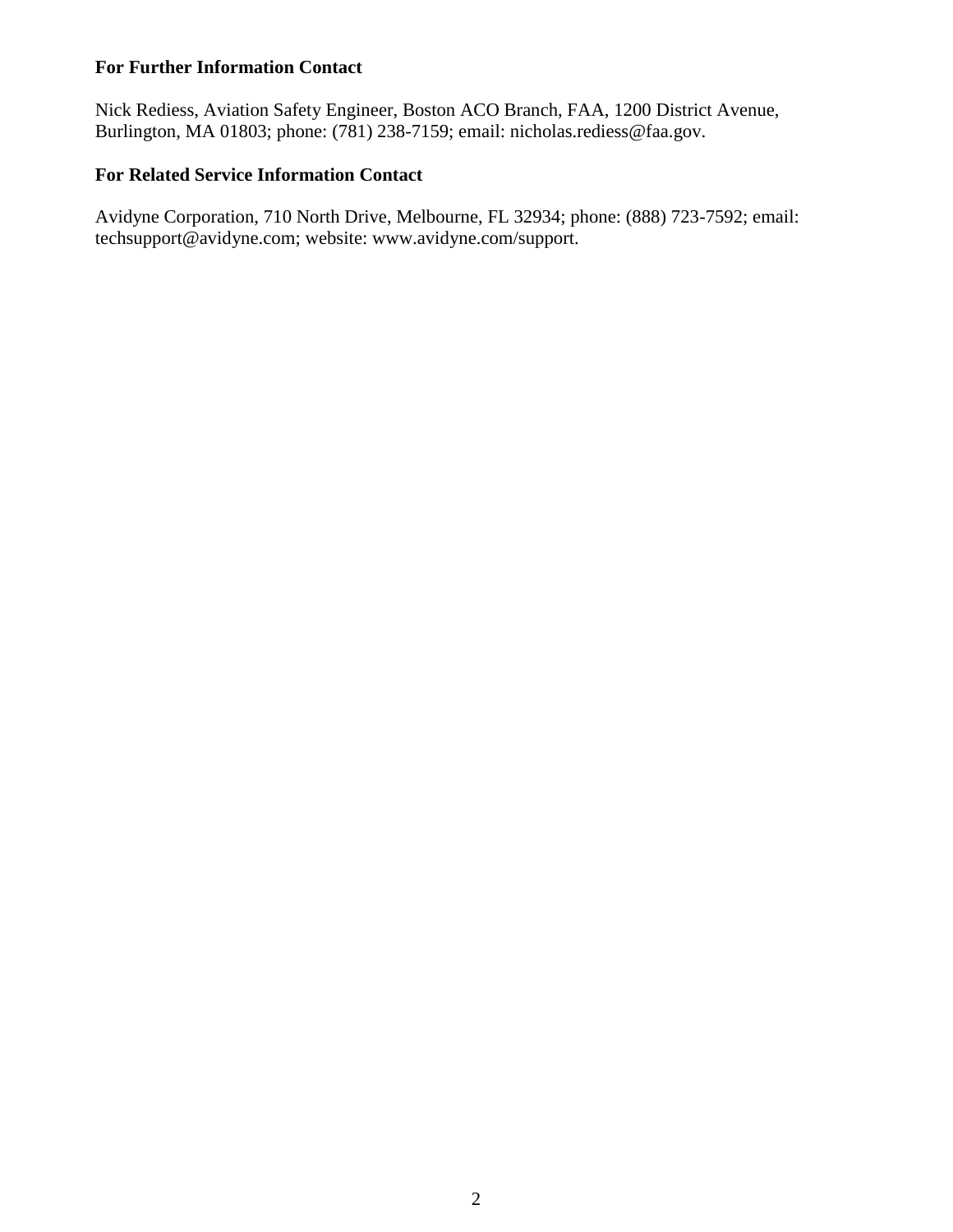**For Further Information Contact**

Nick Rediess, Aviation Safety Engineer, Boston ACO Branch, FAA, 1200 District Avenue, Burlington, MA 01803; phone: (781) 238-7159; email: nicholas.rediess@faa.gov.

**For Related Service Information Contact**

Avidyne Corporation, 710 North Drive, Melbourne, FL 32934; phone: (888) 723-7592; email: techsupport@avidyne.com; website: www.avidyne.com/support.